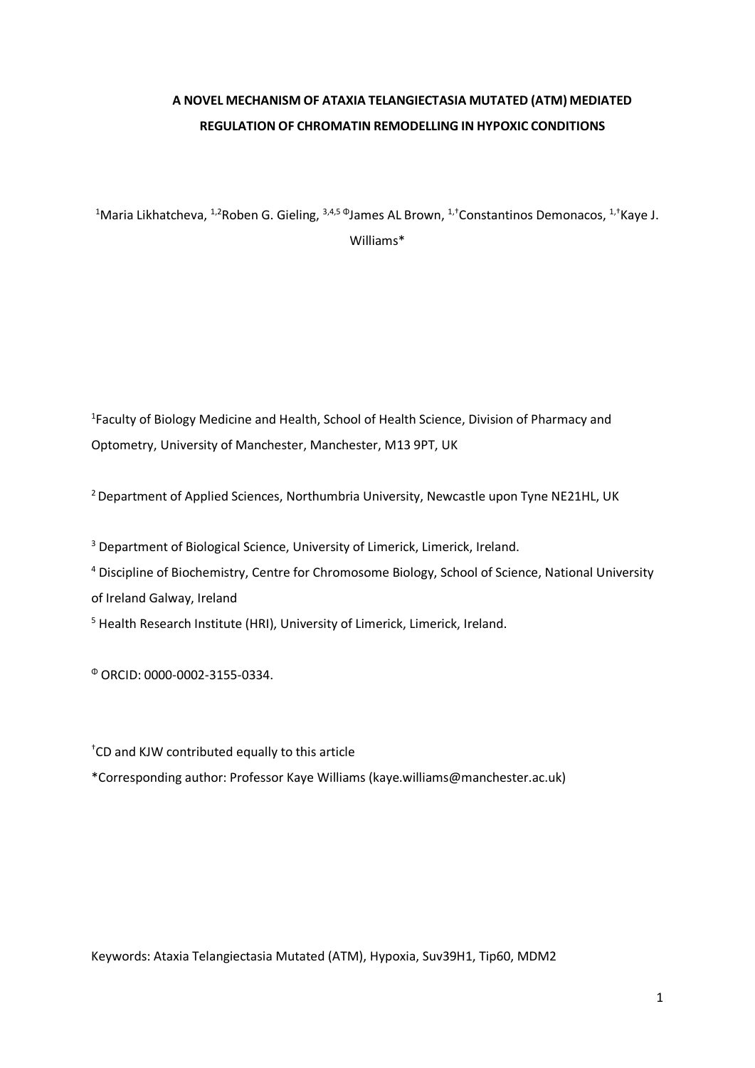# A NOVEL MECHANISM OF ATAXIA TELANGIECTASIA MUTATED (ATM) MEDIATED REGULATION OF CHROMATIN REMODELLING IN HYPOXIC CONDITIONS

[1]Maria Likhatcheva, [1,2]Roben G. Gieling, [3,4,5 Φ]James AL Brown, [1,†]Constantinos Demonacos, [1,†]Kaye J. Williams*

[1]Faculty of Biology Medicine and Health, School of Health Science, Division of Pharmacy and Optometry, University of Manchester, Manchester, M13 9PT, UK

[2] Department of Applied Sciences, Northumbria University, Newcastle upon Tyne NE21HL, UK

[3] Department of Biological Science, University of Limerick, Limerick, Ireland.

[4] Discipline of Biochemistry, Centre for Chromosome Biology, School of Science, National University of Ireland Galway, Ireland

[5] Health Research Institute (HRI), University of Limerick, Limerick, Ireland.

[Φ] ORCID: 0000-0002-3155-0334.

[†]CD and KJW contributed equally to this article

*Corresponding author: Professor Kaye Williams (kaye.williams@manchester.ac.uk)

Keywords: Ataxia Telangiectasia Mutated (ATM), Hypoxia, Suv39H1, Tip60, MDM2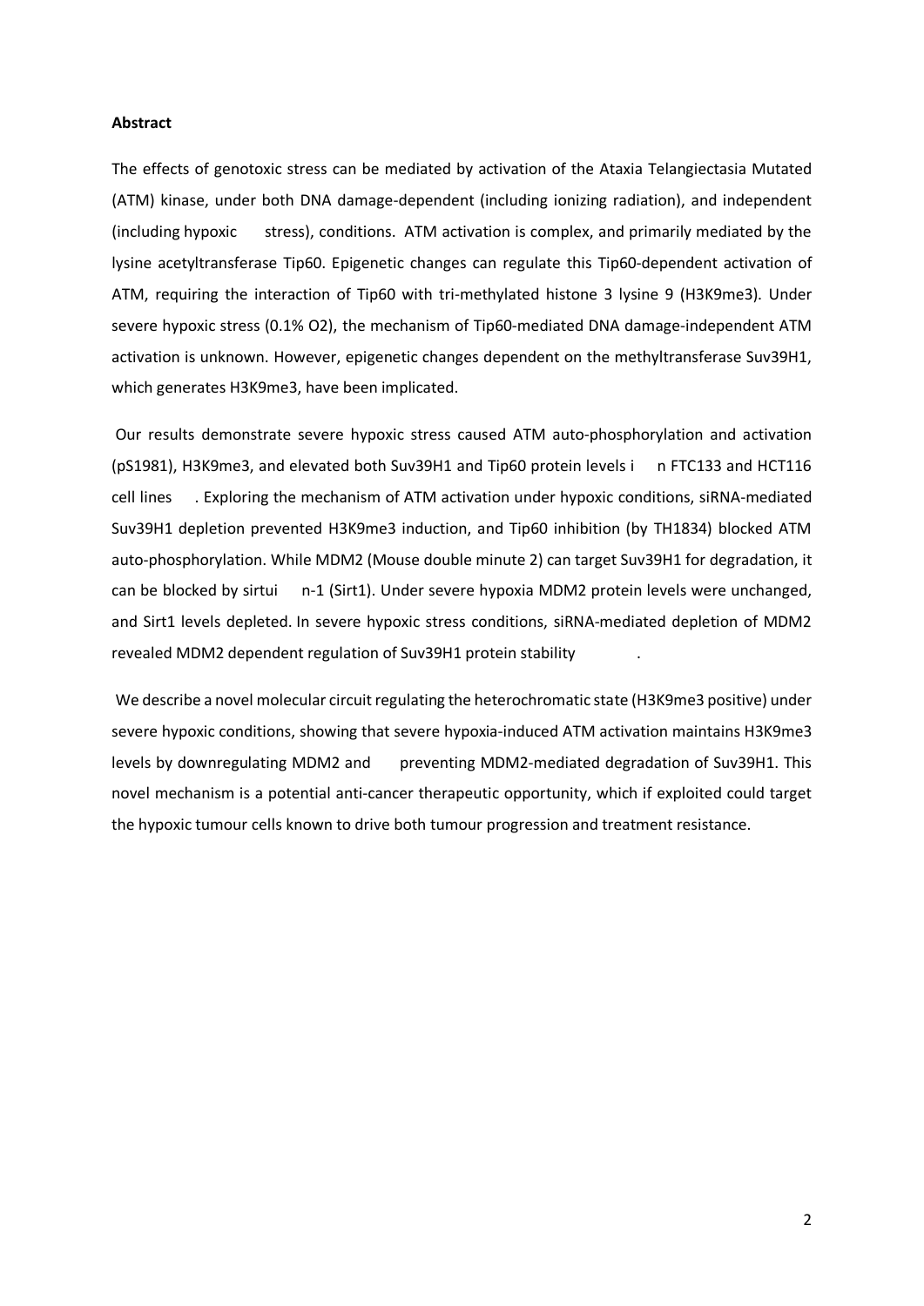**Abstract**

The effects of genotoxic stress can be mediated by activation of the Ataxia Telangiectasia Mutated (ATM) kinase, under both DNA damage-dependent (including ionizing radiation), and independent (including hypoxic stress), conditions. ATM activation is complex, and primarily mediated by the lysine acetyltransferase Tip60. Epigenetic changes can regulate this Tip60-dependent activation of ATM, requiring the interaction of Tip60 with tri-methylated histone 3 lysine 9 (H3K9me3). Under severe hypoxic stress (0.1% $O_2$), the mechanism of Tip60-mediated DNA damage-independent ATM activation is unknown. However, epigenetic changes dependent on the methyltransferase Suv39H1, which generates H3K9me3, have been implicated.

Our results demonstrate severe hypoxic stress caused ATM auto-phosphorylation and activation (pS1981), H3K9me3, and elevated both Suv39H1 and Tip60 protein levels in FTC133 and HCT116 cell lines. Exploring the mechanism of ATM activation under hypoxic conditions, siRNA-mediated Suv39H1 depletion prevented H3K9me3 induction, and Tip60 inhibition (by TH1834) blocked ATM auto-phosphorylation. While MDM2 (Mouse double minute 2) can target Suv39H1 for degradation, it can be blocked by sirtuin-1 (Sirt1). Under severe hypoxia MDM2 protein levels were unchanged, and Sirt1 levels depleted. In severe hypoxic stress conditions, siRNA-mediated depletion of MDM2 revealed MDM2 dependent regulation of Suv39H1 protein stability.

We describe a novel molecular circuit regulating the heterochromatic state (H3K9me3 positive) under severe hypoxic conditions, showing that severe hypoxia-induced ATM activation maintains H3K9me3 levels by downregulating MDM2 and preventing MDM2-mediated degradation of Suv39H1. This novel mechanism is a potential anti-cancer therapeutic opportunity, which if exploited could target the hypoxic tumour cells known to drive both tumour progression and treatment resistance.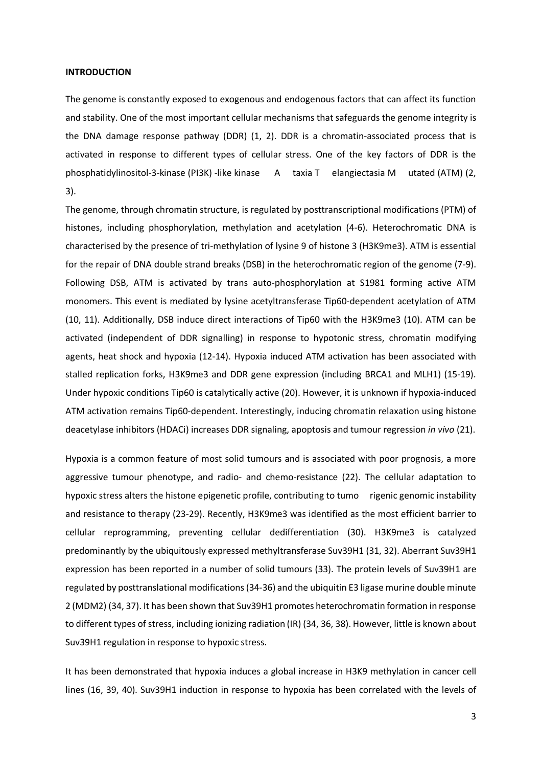**INTRODUCTION**

The genome is constantly exposed to exogenous and endogenous factors that can affect its function and stability. One of the most important cellular mechanisms that safeguards the genome integrity is the DNA damage response pathway (DDR) (1, 2). DDR is a chromatin-associated process that is activated in response to different types of cellular stress. One of the key factors of DDR is the phosphatidylinositol-3-kinase (PI3K) -like kinase A taxia T elangiectasia M utated (ATM) (2, 3).

The genome, through chromatin structure, is regulated by posttranscriptional modifications (PTM) of histones, including phosphorylation, methylation and acetylation (4-6). Heterochromatic DNA is characterised by the presence of tri-methylation of lysine 9 of histone 3 (H3K9me3). ATM is essential for the repair of DNA double strand breaks (DSB) in the heterochromatic region of the genome (7-9). Following DSB, ATM is activated by trans auto-phosphorylation at S1981 forming active ATM monomers. This event is mediated by lysine acetyltransferase Tip60-dependent acetylation of ATM (10, 11). Additionally, DSB induce direct interactions of Tip60 with the H3K9me3 (10). ATM can be activated (independent of DDR signalling) in response to hypotonic stress, chromatin modifying agents, heat shock and hypoxia (12-14). Hypoxia induced ATM activation has been associated with stalled replication forks, H3K9me3 and DDR gene expression (including BRCA1 and MLH1) (15-19). Under hypoxic conditions Tip60 is catalytically active (20). However, it is unknown if hypoxia-induced ATM activation remains Tip60-dependent. Interestingly, inducing chromatin relaxation using histone deacetylase inhibitors (HDACi) increases DDR signaling, apoptosis and tumour regression *in vivo* (21).

Hypoxia is a common feature of most solid tumours and is associated with poor prognosis, a more aggressive tumour phenotype, and radio- and chemo-resistance (22). The cellular adaptation to hypoxic stress alters the histone epigenetic profile, contributing to tumo rigenic genomic instability and resistance to therapy (23-29). Recently, H3K9me3 was identified as the most efficient barrier to cellular reprogramming, preventing cellular dedifferentiation (30). H3K9me3 is catalyzed predominantly by the ubiquitously expressed methyltransferase Suv39H1 (31, 32). Aberrant Suv39H1 expression has been reported in a number of solid tumours (33). The protein levels of Suv39H1 are regulated by posttranslational modifications (34-36) and the ubiquitin E3 ligase murine double minute 2 (MDM2) (34, 37). It has been shown that Suv39H1 promotes heterochromatin formation in response to different types of stress, including ionizing radiation (IR) (34, 36, 38). However, little is known about Suv39H1 regulation in response to hypoxic stress.

It has been demonstrated that hypoxia induces a global increase in H3K9 methylation in cancer cell lines (16, 39, 40). Suv39H1 induction in response to hypoxia has been correlated with the levels of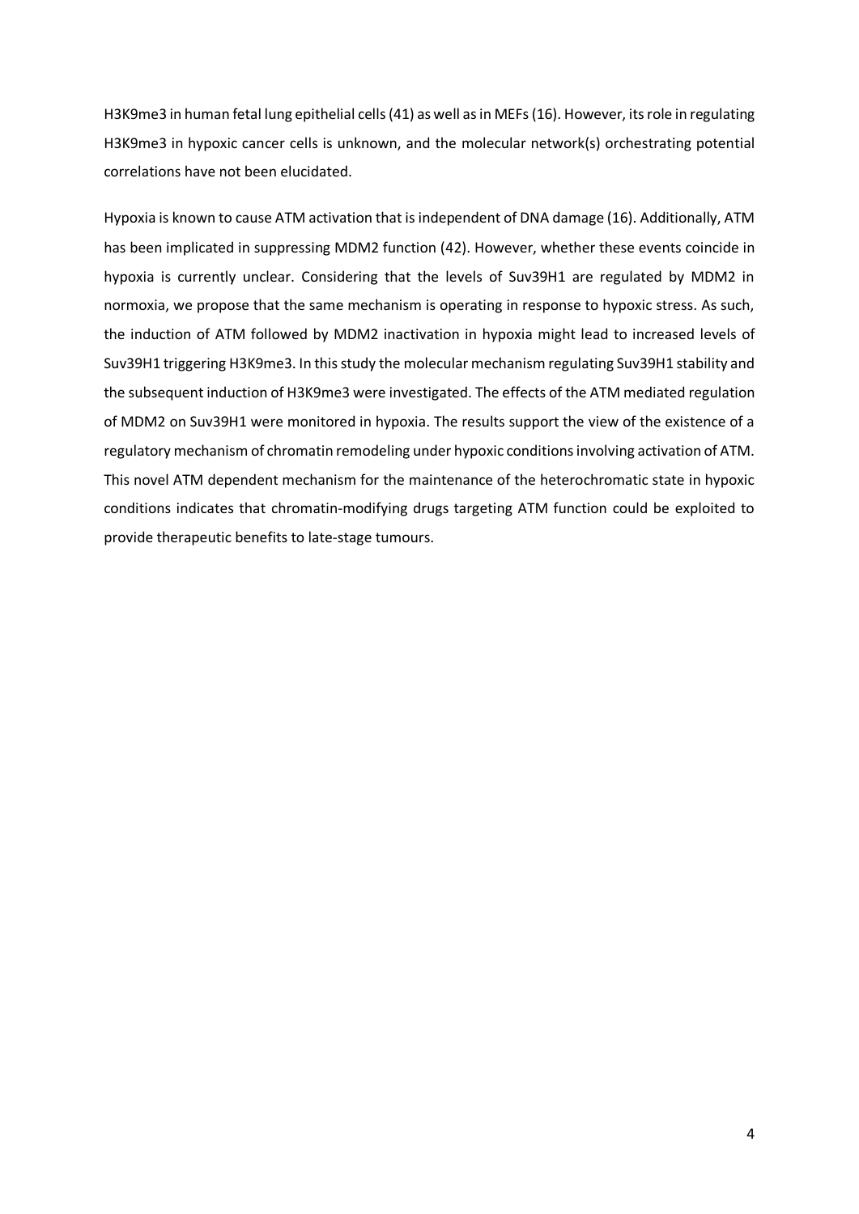H3K9me3 in human fetal lung epithelial cells (41) as well as in MEFs (16). However, its role in regulating H3K9me3 in hypoxic cancer cells is unknown, and the molecular network(s) orchestrating potential correlations have not been elucidated.

Hypoxia is known to cause ATM activation that is independent of DNA damage (16). Additionally, ATM has been implicated in suppressing MDM2 function (42). However, whether these events coincide in hypoxia is currently unclear. Considering that the levels of Suv39H1 are regulated by MDM2 in normoxia, we propose that the same mechanism is operating in response to hypoxic stress. As such, the induction of ATM followed by MDM2 inactivation in hypoxia might lead to increased levels of Suv39H1 triggering H3K9me3. In this study the molecular mechanism regulating Suv39H1 stability and the subsequent induction of H3K9me3 were investigated. The effects of the ATM mediated regulation of MDM2 on Suv39H1 were monitored in hypoxia. The results support the view of the existence of a regulatory mechanism of chromatin remodeling under hypoxic conditions involving activation of ATM. This novel ATM dependent mechanism for the maintenance of the heterochromatic state in hypoxic conditions indicates that chromatin-modifying drugs targeting ATM function could be exploited to provide therapeutic benefits to late-stage tumours.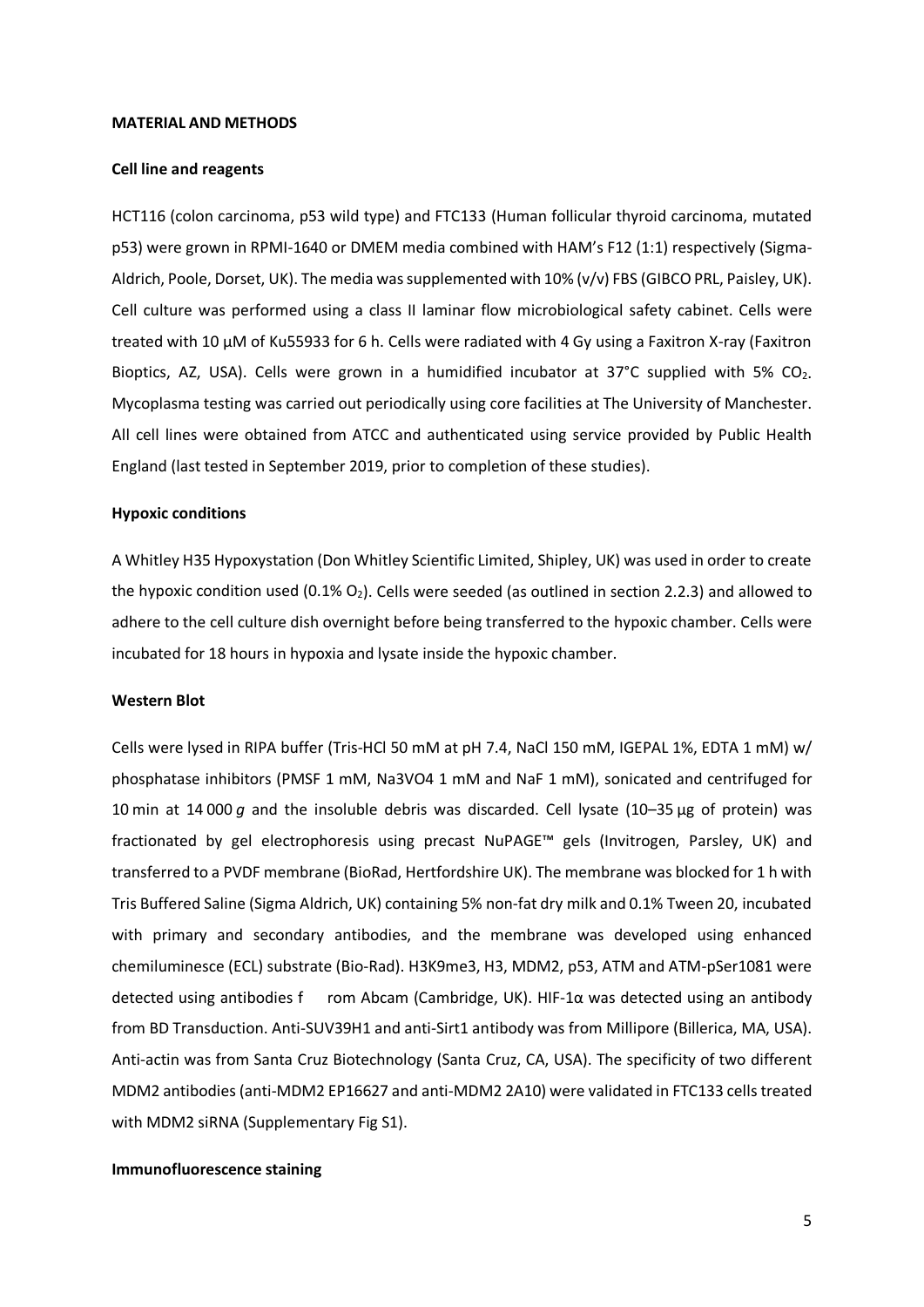**MATERIAL AND METHODS**

**Cell line and reagents**

HCT116 (colon carcinoma, p53 wild type) and FTC133 (Human follicular thyroid carcinoma, mutated p53) were grown in RPMI-1640 or DMEM media combined with HAM's F12 (1:1) respectively (Sigma-Aldrich, Poole, Dorset, UK). The media was supplemented with 10% (v/v) FBS (GIBCO PRL, Paisley, UK). Cell culture was performed using a class II laminar flow microbiological safety cabinet. Cells were treated with 10 µM of Ku55933 for 6 h. Cells were radiated with 4 Gy using a Faxitron X-ray (Faxitron Bioptics, AZ, USA). Cells were grown in a humidified incubator at 37°C supplied with 5% $CO_2$. Mycoplasma testing was carried out periodically using core facilities at The University of Manchester. All cell lines were obtained from ATCC and authenticated using service provided by Public Health England (last tested in September 2019, prior to completion of these studies).

**Hypoxic conditions**

A Whitley H35 Hypoxystation (Don Whitley Scientific Limited, Shipley, UK) was used in order to create the hypoxic condition used (0.1% $O_2$). Cells were seeded (as outlined in section 2.2.3) and allowed to adhere to the cell culture dish overnight before being transferred to the hypoxic chamber. Cells were incubated for 18 hours in hypoxia and lysate inside the hypoxic chamber.

**Western Blot**

Cells were lysed in RIPA buffer (Tris-HCl 50 mM at pH 7.4, NaCl 150 mM, IGEPAL 1%, EDTA 1 mM) w/ phosphatase inhibitors (PMSF 1 mM, $Na_3VO_4$ 1 mM and NaF 1 mM), sonicated and centrifuged for 10 min at 14 000 *g* and the insoluble debris was discarded. Cell lysate (10–35 µg of protein) was fractionated by gel electrophoresis using precast NuPAGE™ gels (Invitrogen, Parsley, UK) and transferred to a PVDF membrane (BioRad, Hertfordshire UK). The membrane was blocked for 1 h with Tris Buffered Saline (Sigma Aldrich, UK) containing 5% non-fat dry milk and 0.1% Tween 20, incubated with primary and secondary antibodies, and the membrane was developed using enhanced chemiluminesce (ECL) substrate (Bio-Rad). H3K9me3, H3, MDM2, p53, ATM and ATM-pSer1081 were detected using antibodies from Abcam (Cambridge, UK). HIF-1α was detected using an antibody from BD Transduction. Anti-SUV39H1 and anti-Sirt1 antibody was from Millipore (Billerica, MA, USA). Anti-actin was from Santa Cruz Biotechnology (Santa Cruz, CA, USA). The specificity of two different MDM2 antibodies (anti-MDM2 EP16627 and anti-MDM2 2A10) were validated in FTC133 cells treated with MDM2 siRNA (Supplementary Fig S1).

**Immunofluorescence staining**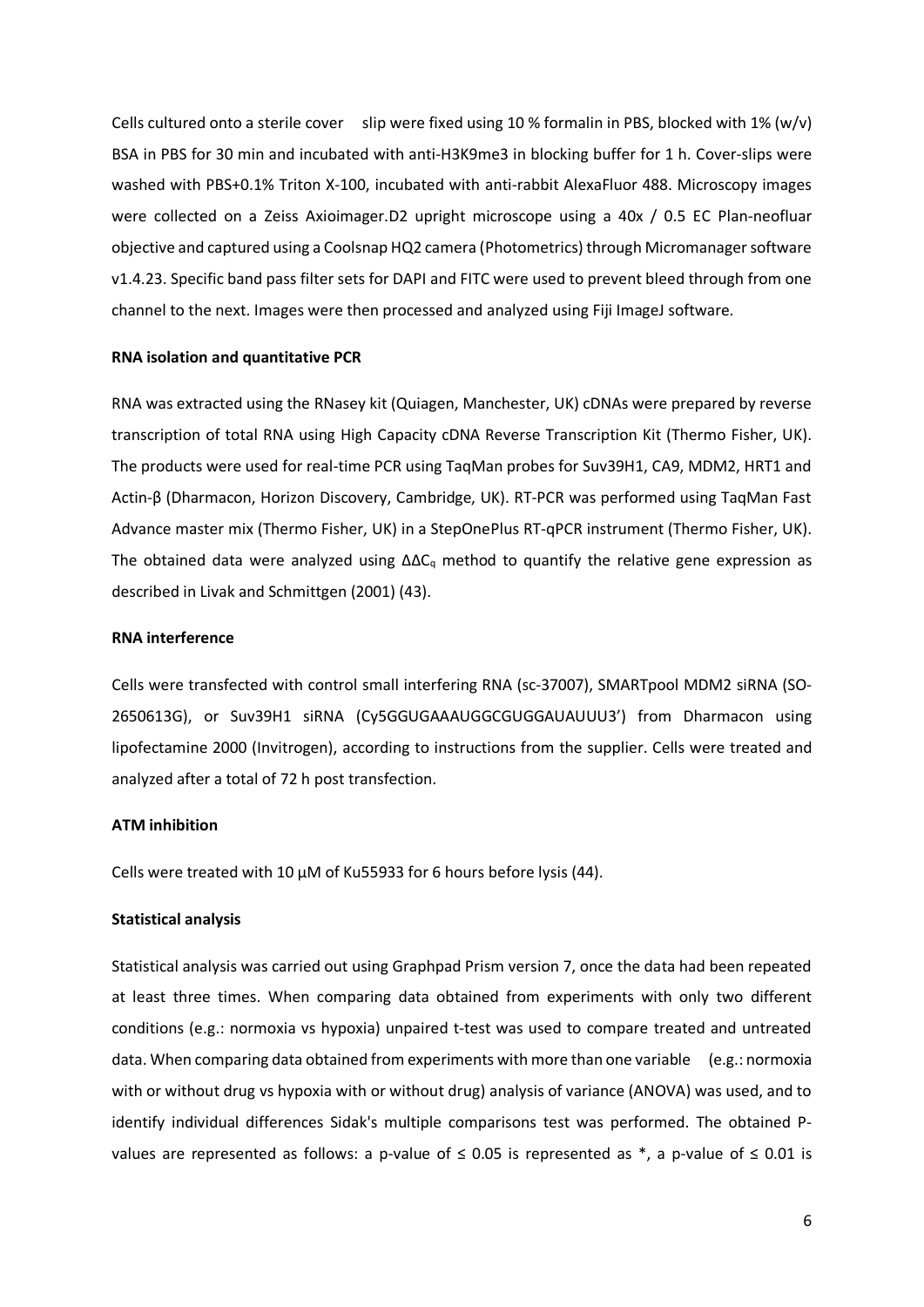Cells cultured onto a sterile cover slip were fixed using 10 % formalin in PBS, blocked with 1% (w/v) BSA in PBS for 30 min and incubated with anti-H3K9me3 in blocking buffer for 1 h. Cover-slips were washed with PBS+0.1% Triton X-100, incubated with anti-rabbit AlexaFluor 488. Microscopy images were collected on a Zeiss Axioimager.D2 upright microscope using a 40x / 0.5 EC Plan-neofluar objective and captured using a Coolsnap HQ2 camera (Photometrics) through Micromanager software v1.4.23. Specific band pass filter sets for DAPI and FITC were used to prevent bleed through from one channel to the next. Images were then processed and analyzed using Fiji ImageJ software.

**RNA isolation and quantitative PCR**

RNA was extracted using the RNasey kit (Quiagen, Manchester, UK) cDNAs were prepared by reverse transcription of total RNA using High Capacity cDNA Reverse Transcription Kit (Thermo Fisher, UK). The products were used for real-time PCR using TaqMan probes for Suv39H1, CA9, MDM2, HRT1 and Actin-β (Dharmacon, Horizon Discovery, Cambridge, UK). RT-PCR was performed using TaqMan Fast Advance master mix (Thermo Fisher, UK) in a StepOnePlus RT-qPCR instrument (Thermo Fisher, UK). The obtained data were analyzed using $\Delta\Delta C_q$ method to quantify the relative gene expression as described in Livak and Schmittgen (2001) (43).

**RNA interference**

Cells were transfected with control small interfering RNA (sc-37007), SMARTpool MDM2 siRNA (SO-2650613G), or Suv39H1 siRNA (Cy5GGUGAAAUGGCGUGGAUAUUU3') from Dharmacon using lipofectamine 2000 (Invitrogen), according to instructions from the supplier. Cells were treated and analyzed after a total of 72 h post transfection.

**ATM inhibition**

Cells were treated with 10 μM of Ku55933 for 6 hours before lysis (44).

**Statistical analysis**

Statistical analysis was carried out using Graphpad Prism version 7, once the data had been repeated at least three times. When comparing data obtained from experiments with only two different conditions (e.g.: normoxia vs hypoxia) unpaired t-test was used to compare treated and untreated data. When comparing data obtained from experiments with more than one variable (e.g.: normoxia with or without drug vs hypoxia with or without drug) analysis of variance (ANOVA) was used, and to identify individual differences Sidak's multiple comparisons test was performed. The obtained P-values are represented as follows: a p-value of $\leq 0.05$ is represented as *, a p-value of $\leq 0.01$ is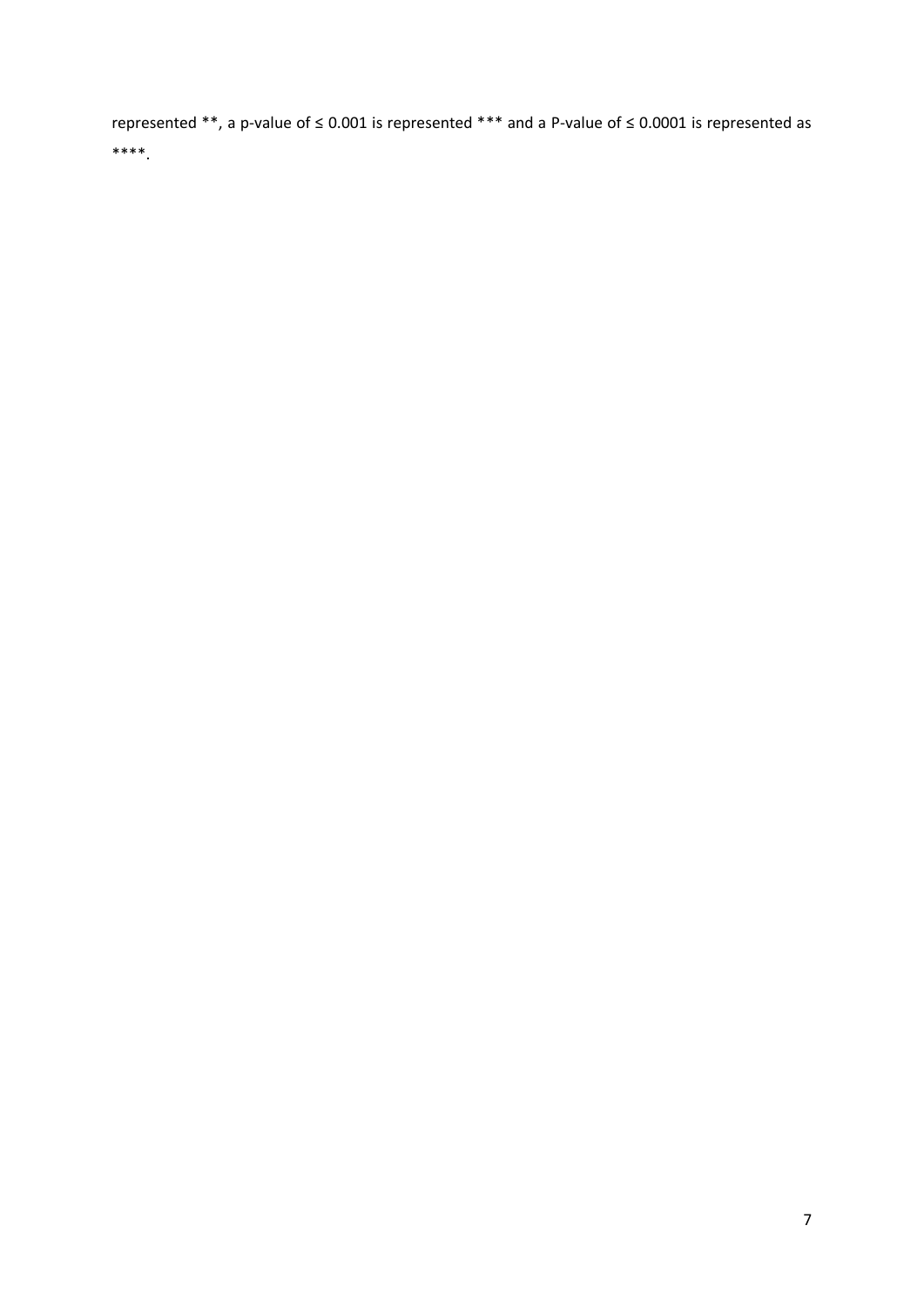represented **, a p-value of $\leq 0.001$ is represented *** and a P-value of $\leq 0.0001$ is represented as ****.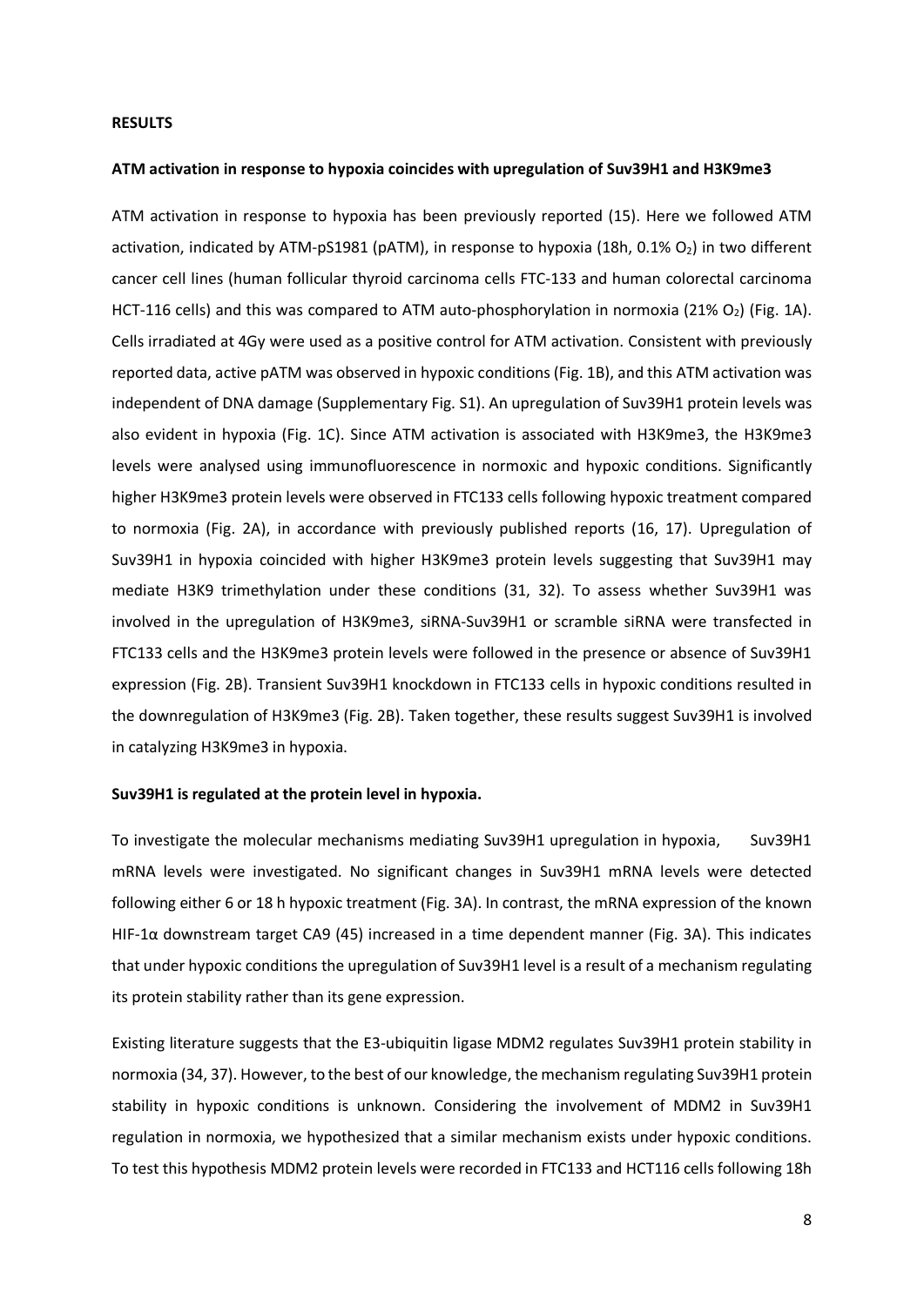## RESULTS

### ATM activation in response to hypoxia coincides with upregulation of Suv39H1 and H3K9me3

ATM activation in response to hypoxia has been previously reported (15). Here we followed ATM activation, indicated by ATM-pS1981 (pATM), in response to hypoxia (18h, 0.1% $O_2$) in two different cancer cell lines (human follicular thyroid carcinoma cells FTC-133 and human colorectal carcinoma HCT-116 cells) and this was compared to ATM auto-phosphorylation in normoxia (21% $O_2$) (Fig. 1A). Cells irradiated at 4Gy were used as a positive control for ATM activation. Consistent with previously reported data, active pATM was observed in hypoxic conditions (Fig. 1B), and this ATM activation was independent of DNA damage (Supplementary Fig. S1). An upregulation of Suv39H1 protein levels was also evident in hypoxia (Fig. 1C). Since ATM activation is associated with H3K9me3, the H3K9me3 levels were analysed using immunofluorescence in normoxic and hypoxic conditions. Significantly higher H3K9me3 protein levels were observed in FTC133 cells following hypoxic treatment compared to normoxia (Fig. 2A), in accordance with previously published reports (16, 17). Upregulation of Suv39H1 in hypoxia coincided with higher H3K9me3 protein levels suggesting that Suv39H1 may mediate H3K9 trimethylation under these conditions (31, 32). To assess whether Suv39H1 was involved in the upregulation of H3K9me3, siRNA-Suv39H1 or scramble siRNA were transfected in FTC133 cells and the H3K9me3 protein levels were followed in the presence or absence of Suv39H1 expression (Fig. 2B). Transient Suv39H1 knockdown in FTC133 cells in hypoxic conditions resulted in the downregulation of H3K9me3 (Fig. 2B). Taken together, these results suggest Suv39H1 is involved in catalyzing H3K9me3 in hypoxia.

### Suv39H1 is regulated at the protein level in hypoxia.

To investigate the molecular mechanisms mediating Suv39H1 upregulation in hypoxia, Suv39H1 mRNA levels were investigated. No significant changes in Suv39H1 mRNA levels were detected following either 6 or 18 h hypoxic treatment (Fig. 3A). In contrast, the mRNA expression of the known HIF-1α downstream target CA9 (45) increased in a time dependent manner (Fig. 3A). This indicates that under hypoxic conditions the upregulation of Suv39H1 level is a result of a mechanism regulating its protein stability rather than its gene expression.

Existing literature suggests that the E3-ubiquitin ligase MDM2 regulates Suv39H1 protein stability in normoxia (34, 37). However, to the best of our knowledge, the mechanism regulating Suv39H1 protein stability in hypoxic conditions is unknown. Considering the involvement of MDM2 in Suv39H1 regulation in normoxia, we hypothesized that a similar mechanism exists under hypoxic conditions. To test this hypothesis MDM2 protein levels were recorded in FTC133 and HCT116 cells following 18h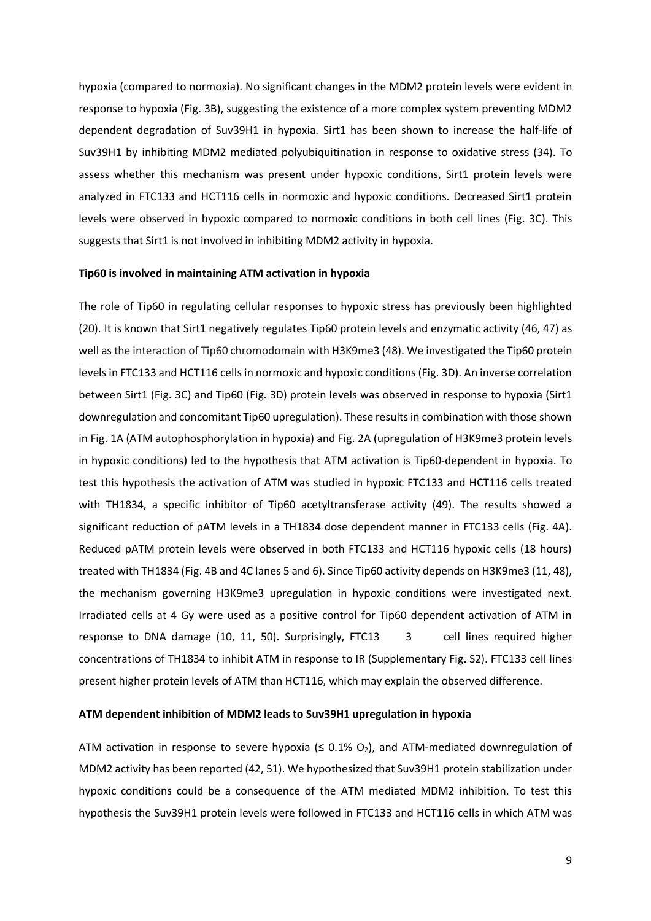hypoxia (compared to normoxia). No significant changes in the MDM2 protein levels were evident in response to hypoxia (Fig. 3B), suggesting the existence of a more complex system preventing MDM2 dependent degradation of Suv39H1 in hypoxia. Sirt1 has been shown to increase the half-life of Suv39H1 by inhibiting MDM2 mediated polyubiquitination in response to oxidative stress (34). To assess whether this mechanism was present under hypoxic conditions, Sirt1 protein levels were analyzed in FTC133 and HCT116 cells in normoxic and hypoxic conditions. Decreased Sirt1 protein levels were observed in hypoxic compared to normoxic conditions in both cell lines (Fig. 3C). This suggests that Sirt1 is not involved in inhibiting MDM2 activity in hypoxia.

**Tip60 is involved in maintaining ATM activation in hypoxia**

The role of Tip60 in regulating cellular responses to hypoxic stress has previously been highlighted (20). It is known that Sirt1 negatively regulates Tip60 protein levels and enzymatic activity (46, 47) as well as the interaction of Tip60 chromodomain with H3K9me3 (48). We investigated the Tip60 protein levels in FTC133 and HCT116 cells in normoxic and hypoxic conditions (Fig. 3D). An inverse correlation between Sirt1 (Fig. 3C) and Tip60 (Fig. 3D) protein levels was observed in response to hypoxia (Sirt1 downregulation and concomitant Tip60 upregulation). These results in combination with those shown in Fig. 1A (ATM autophosphorylation in hypoxia) and Fig. 2A (upregulation of H3K9me3 protein levels in hypoxic conditions) led to the hypothesis that ATM activation is Tip60-dependent in hypoxia. To test this hypothesis the activation of ATM was studied in hypoxic FTC133 and HCT116 cells treated with TH1834, a specific inhibitor of Tip60 acetyltransferase activity (49). The results showed a significant reduction of pATM levels in a TH1834 dose dependent manner in FTC133 cells (Fig. 4A). Reduced pATM protein levels were observed in both FTC133 and HCT116 hypoxic cells (18 hours) treated with TH1834 (Fig. 4B and 4C lanes 5 and 6). Since Tip60 activity depends on H3K9me3 (11, 48), the mechanism governing H3K9me3 upregulation in hypoxic conditions were investigated next. Irradiated cells at 4 Gy were used as a positive control for Tip60 dependent activation of ATM in response to DNA damage (10, 11, 50). Surprisingly, FTC133 cell lines required higher concentrations of TH1834 to inhibit ATM in response to IR (Supplementary Fig. S2). FTC133 cell lines present higher protein levels of ATM than HCT116, which may explain the observed difference.

**ATM dependent inhibition of MDM2 leads to Suv39H1 upregulation in hypoxia**

ATM activation in response to severe hypoxia (≤ 0.1% $O_2$), and ATM-mediated downregulation of MDM2 activity has been reported (42, 51). We hypothesized that Suv39H1 protein stabilization under hypoxic conditions could be a consequence of the ATM mediated MDM2 inhibition. To test this hypothesis the Suv39H1 protein levels were followed in FTC133 and HCT116 cells in which ATM was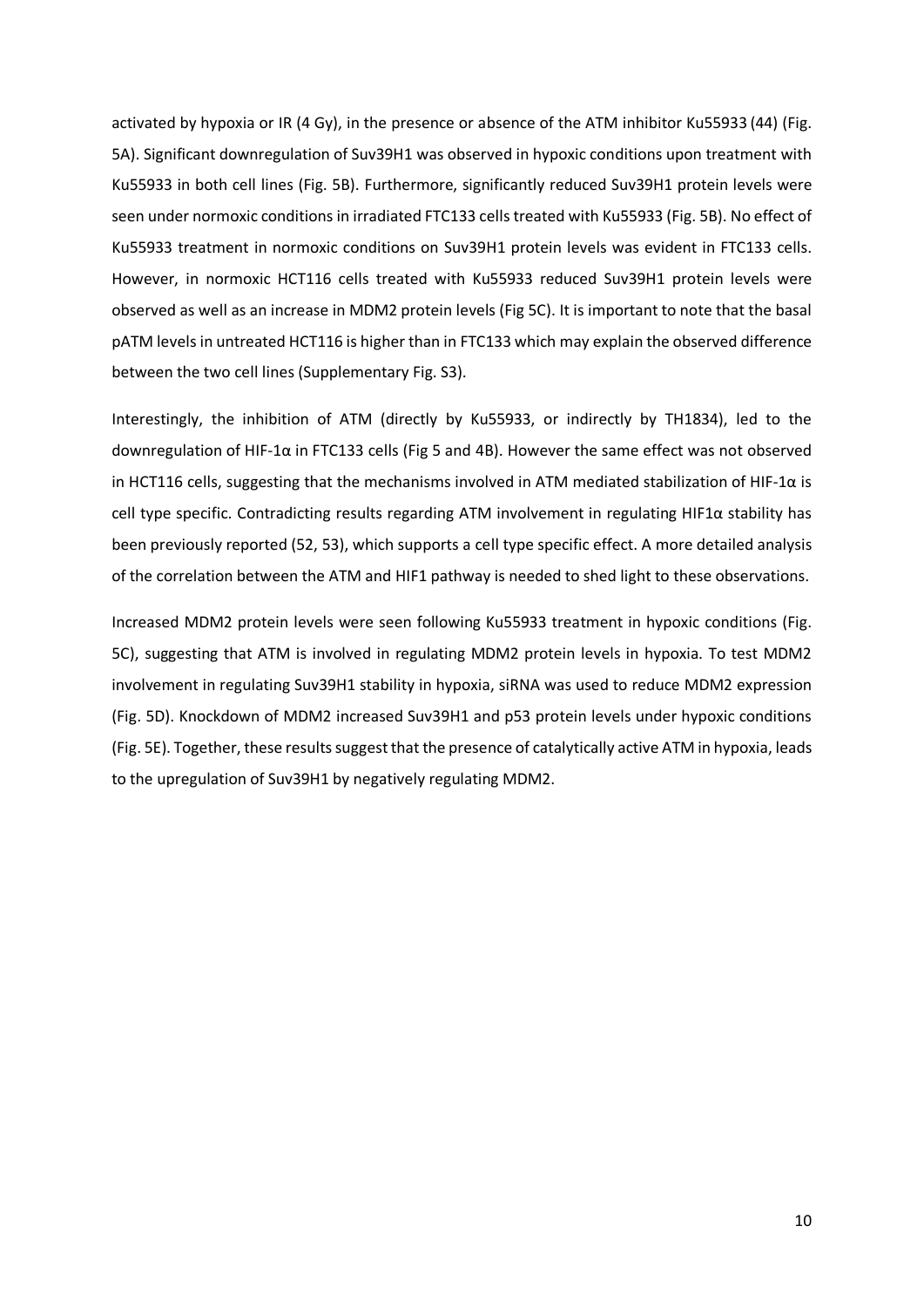activated by hypoxia or IR (4 Gy), in the presence or absence of the ATM inhibitor Ku55933 (44) (Fig. 5A). Significant downregulation of Suv39H1 was observed in hypoxic conditions upon treatment with Ku55933 in both cell lines (Fig. 5B). Furthermore, significantly reduced Suv39H1 protein levels were seen under normoxic conditions in irradiated FTC133 cells treated with Ku55933 (Fig. 5B). No effect of Ku55933 treatment in normoxic conditions on Suv39H1 protein levels was evident in FTC133 cells. However, in normoxic HCT116 cells treated with Ku55933 reduced Suv39H1 protein levels were observed as well as an increase in MDM2 protein levels (Fig 5C). It is important to note that the basal pATM levels in untreated HCT116 is higher than in FTC133 which may explain the observed difference between the two cell lines (Supplementary Fig. S3).

Interestingly, the inhibition of ATM (directly by Ku55933, or indirectly by TH1834), led to the downregulation of HIF-1α in FTC133 cells (Fig 5 and 4B). However the same effect was not observed in HCT116 cells, suggesting that the mechanisms involved in ATM mediated stabilization of HIF-1α is cell type specific. Contradicting results regarding ATM involvement in regulating HIF1α stability has been previously reported (52, 53), which supports a cell type specific effect. A more detailed analysis of the correlation between the ATM and HIF1 pathway is needed to shed light to these observations.

Increased MDM2 protein levels were seen following Ku55933 treatment in hypoxic conditions (Fig. 5C), suggesting that ATM is involved in regulating MDM2 protein levels in hypoxia. To test MDM2 involvement in regulating Suv39H1 stability in hypoxia, siRNA was used to reduce MDM2 expression (Fig. 5D). Knockdown of MDM2 increased Suv39H1 and p53 protein levels under hypoxic conditions (Fig. 5E). Together, these results suggest that the presence of catalytically active ATM in hypoxia, leads to the upregulation of Suv39H1 by negatively regulating MDM2.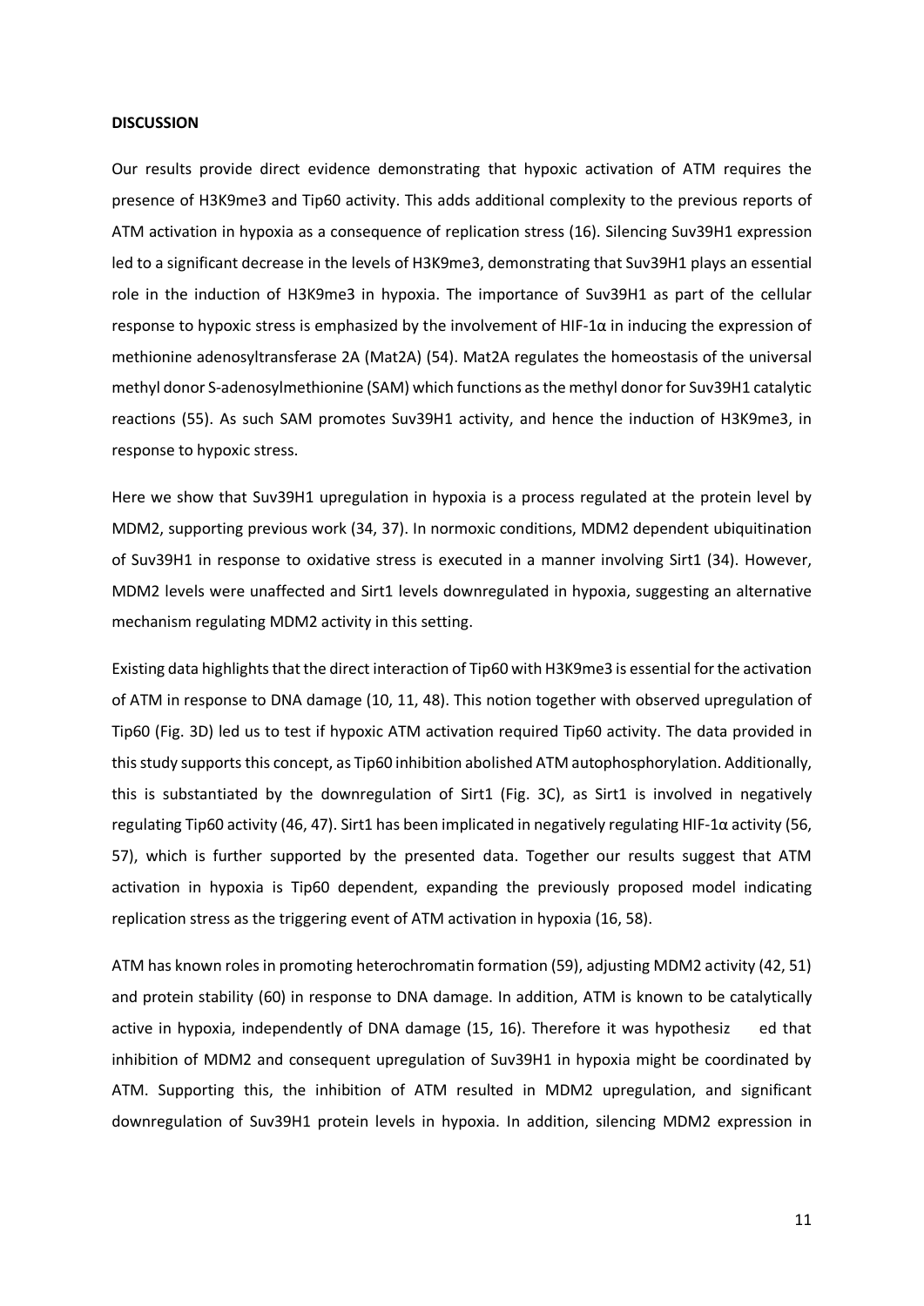**DISCUSSION**

Our results provide direct evidence demonstrating that hypoxic activation of ATM requires the presence of H3K9me3 and Tip60 activity. This adds additional complexity to the previous reports of ATM activation in hypoxia as a consequence of replication stress (16). Silencing Suv39H1 expression led to a significant decrease in the levels of H3K9me3, demonstrating that Suv39H1 plays an essential role in the induction of H3K9me3 in hypoxia. The importance of Suv39H1 as part of the cellular response to hypoxic stress is emphasized by the involvement of HIF-1α in inducing the expression of methionine adenosyltransferase 2A (Mat2A) (54). Mat2A regulates the homeostasis of the universal methyl donor S-adenosylmethionine (SAM) which functions as the methyl donor for Suv39H1 catalytic reactions (55). As such SAM promotes Suv39H1 activity, and hence the induction of H3K9me3, in response to hypoxic stress.

Here we show that Suv39H1 upregulation in hypoxia is a process regulated at the protein level by MDM2, supporting previous work (34, 37). In normoxic conditions, MDM2 dependent ubiquitination of Suv39H1 in response to oxidative stress is executed in a manner involving Sirt1 (34). However, MDM2 levels were unaffected and Sirt1 levels downregulated in hypoxia, suggesting an alternative mechanism regulating MDM2 activity in this setting.

Existing data highlights that the direct interaction of Tip60 with H3K9me3 is essential for the activation of ATM in response to DNA damage (10, 11, 48). This notion together with observed upregulation of Tip60 (Fig. 3D) led us to test if hypoxic ATM activation required Tip60 activity. The data provided in this study supports this concept, as Tip60 inhibition abolished ATM autophosphorylation. Additionally, this is substantiated by the downregulation of Sirt1 (Fig. 3C), as Sirt1 is involved in negatively regulating Tip60 activity (46, 47). Sirt1 has been implicated in negatively regulating HIF-1α activity (56, 57), which is further supported by the presented data. Together our results suggest that ATM activation in hypoxia is Tip60 dependent, expanding the previously proposed model indicating replication stress as the triggering event of ATM activation in hypoxia (16, 58).

ATM has known roles in promoting heterochromatin formation (59), adjusting MDM2 activity (42, 51) and protein stability (60) in response to DNA damage. In addition, ATM is known to be catalytically active in hypoxia, independently of DNA damage (15, 16). Therefore it was hypothesized that inhibition of MDM2 and consequent upregulation of Suv39H1 in hypoxia might be coordinated by ATM. Supporting this, the inhibition of ATM resulted in MDM2 upregulation, and significant downregulation of Suv39H1 protein levels in hypoxia. In addition, silencing MDM2 expression in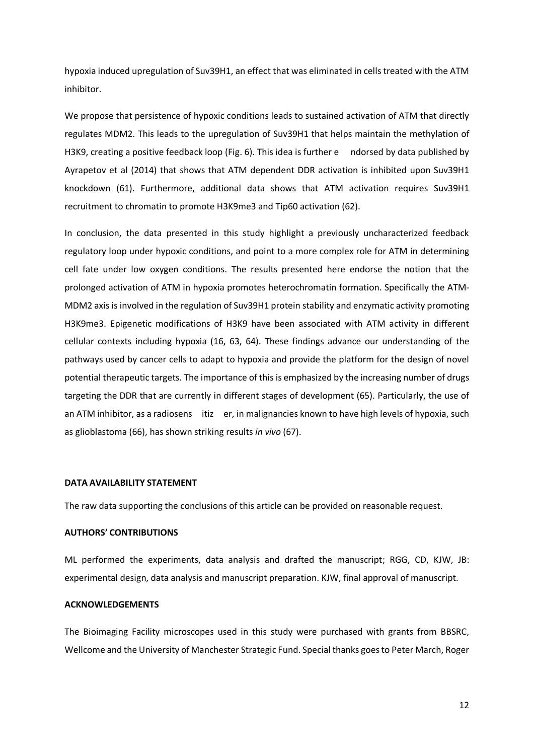hypoxia induced upregulation of Suv39H1, an effect that was eliminated in cells treated with the ATM inhibitor.

We propose that persistence of hypoxic conditions leads to sustained activation of ATM that directly regulates MDM2. This leads to the upregulation of Suv39H1 that helps maintain the methylation of H3K9, creating a positive feedback loop (Fig. 6). This idea is further endorsed by data published by Ayrapetov et al (2014) that shows that ATM dependent DDR activation is inhibited upon Suv39H1 knockdown (61). Furthermore, additional data shows that ATM activation requires Suv39H1 recruitment to chromatin to promote H3K9me3 and Tip60 activation (62).

In conclusion, the data presented in this study highlight a previously uncharacterized feedback regulatory loop under hypoxic conditions, and point to a more complex role for ATM in determining cell fate under low oxygen conditions. The results presented here endorse the notion that the prolonged activation of ATM in hypoxia promotes heterochromatin formation. Specifically the ATM-MDM2 axis is involved in the regulation of Suv39H1 protein stability and enzymatic activity promoting H3K9me3. Epigenetic modifications of H3K9 have been associated with ATM activity in different cellular contexts including hypoxia (16, 63, 64). These findings advance our understanding of the pathways used by cancer cells to adapt to hypoxia and provide the platform for the design of novel potential therapeutic targets. The importance of this is emphasized by the increasing number of drugs targeting the DDR that are currently in different stages of development (65). Particularly, the use of an ATM inhibitor, as a radiosensitizer, in malignancies known to have high levels of hypoxia, such as glioblastoma (66), has shown striking results *in vivo* (67).

**DATA AVAILABILITY STATEMENT**

The raw data supporting the conclusions of this article can be provided on reasonable request.

**AUTHORS' CONTRIBUTIONS**

ML performed the experiments, data analysis and drafted the manuscript; RGG, CD, KJW, JB: experimental design, data analysis and manuscript preparation. KJW, final approval of manuscript.

**ACKNOWLEDGEMENTS**

The Bioimaging Facility microscopes used in this study were purchased with grants from BBSRC, Wellcome and the University of Manchester Strategic Fund. Special thanks goes to Peter March, Roger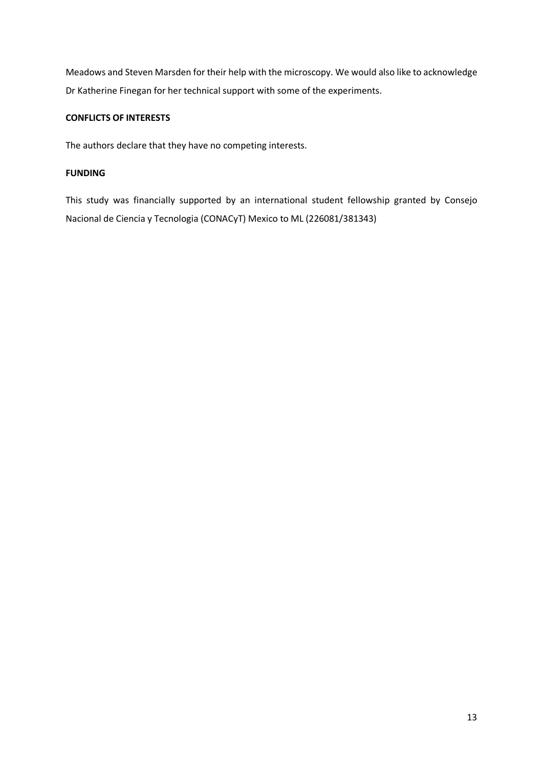Meadows and Steven Marsden for their help with the microscopy. We would also like to acknowledge Dr Katherine Finegan for her technical support with some of the experiments.

**CONFLICTS OF INTERESTS**

The authors declare that they have no competing interests.

**FUNDING**

This study was financially supported by an international student fellowship granted by Consejo Nacional de Ciencia y Tecnologia (CONACyT) Mexico to ML (226081/381343)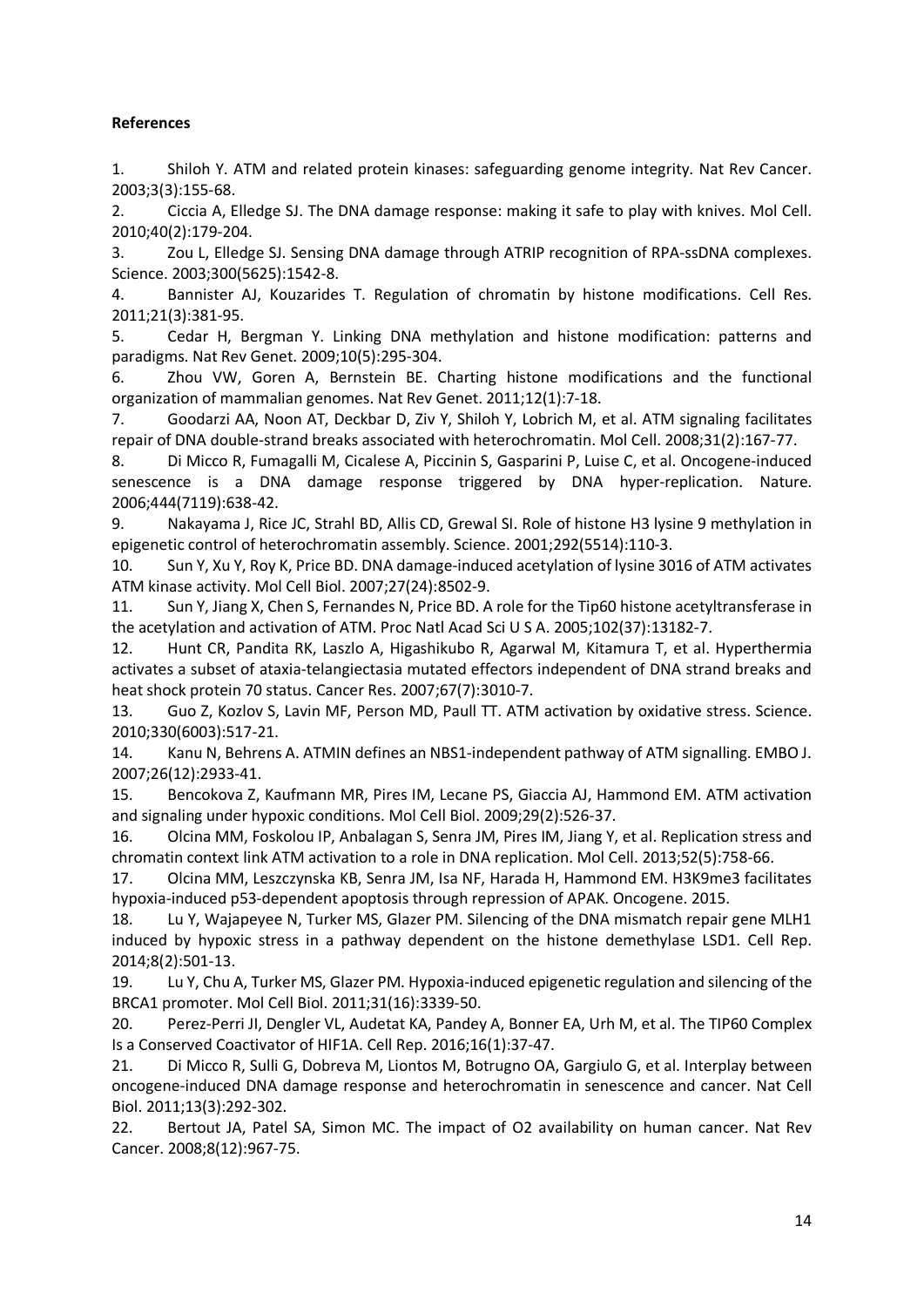**References**

1. Shiloh Y. ATM and related protein kinases: safeguarding genome integrity. Nat Rev Cancer. 2003;3(3):155-68.
2. Ciccia A, Elledge SJ. The DNA damage response: making it safe to play with knives. Mol Cell. 2010;40(2):179-204.
3. Zou L, Elledge SJ. Sensing DNA damage through ATRIP recognition of RPA-ssDNA complexes. Science. 2003;300(5625):1542-8.
4. Bannister AJ, Kouzarides T. Regulation of chromatin by histone modifications. Cell Res. 2011;21(3):381-95.
5. Cedar H, Bergman Y. Linking DNA methylation and histone modification: patterns and paradigms. Nat Rev Genet. 2009;10(5):295-304.
6. Zhou VW, Goren A, Bernstein BE. Charting histone modifications and the functional organization of mammalian genomes. Nat Rev Genet. 2011;12(1):7-18.
7. Goodarzi AA, Noon AT, Deckbar D, Ziv Y, Shiloh Y, Lobrich M, et al. ATM signaling facilitates repair of DNA double-strand breaks associated with heterochromatin. Mol Cell. 2008;31(2):167-77.
8. Di Micco R, Fumagalli M, Cicalese A, Piccinin S, Gasparini P, Luise C, et al. Oncogene-induced senescence is a DNA damage response triggered by DNA hyper-replication. Nature. 2006;444(7119):638-42.
9. Nakayama J, Rice JC, Strahl BD, Allis CD, Grewal SI. Role of histone H3 lysine 9 methylation in epigenetic control of heterochromatin assembly. Science. 2001;292(5514):110-3.
10. Sun Y, Xu Y, Roy K, Price BD. DNA damage-induced acetylation of lysine 3016 of ATM activates ATM kinase activity. Mol Cell Biol. 2007;27(24):8502-9.
11. Sun Y, Jiang X, Chen S, Fernandes N, Price BD. A role for the Tip60 histone acetyltransferase in the acetylation and activation of ATM. Proc Natl Acad Sci U S A. 2005;102(37):13182-7.
12. Hunt CR, Pandita RK, Laszlo A, Higashikubo R, Agarwal M, Kitamura T, et al. Hyperthermia activates a subset of ataxia-telangiectasia mutated effectors independent of DNA strand breaks and heat shock protein 70 status. Cancer Res. 2007;67(7):3010-7.
13. Guo Z, Kozlov S, Lavin MF, Person MD, Paull TT. ATM activation by oxidative stress. Science. 2010;330(6003):517-21.
14. Kanu N, Behrens A. ATMIN defines an NBS1-independent pathway of ATM signalling. EMBO J. 2007;26(12):2933-41.
15. Bencokova Z, Kaufmann MR, Pires IM, Lecane PS, Giaccia AJ, Hammond EM. ATM activation and signaling under hypoxic conditions. Mol Cell Biol. 2009;29(2):526-37.
16. Olcina MM, Foskolou IP, Anbalagan S, Senra JM, Pires IM, Jiang Y, et al. Replication stress and chromatin context link ATM activation to a role in DNA replication. Mol Cell. 2013;52(5):758-66.
17. Olcina MM, Leszczynska KB, Senra JM, Isa NF, Harada H, Hammond EM. H3K9me3 facilitates hypoxia-induced p53-dependent apoptosis through repression of APAK. Oncogene. 2015.
18. Lu Y, Wajapeyee N, Turker MS, Glazer PM. Silencing of the DNA mismatch repair gene MLH1 induced by hypoxic stress in a pathway dependent on the histone demethylase LSD1. Cell Rep. 2014;8(2):501-13.
19. Lu Y, Chu A, Turker MS, Glazer PM. Hypoxia-induced epigenetic regulation and silencing of the BRCA1 promoter. Mol Cell Biol. 2011;31(16):3339-50.
20. Perez-Perri JI, Dengler VL, Audetat KA, Pandey A, Bonner EA, Urh M, et al. The TIP60 Complex Is a Conserved Coactivator of HIF1A. Cell Rep. 2016;16(1):37-47.
21. Di Micco R, Sulli G, Dobreva M, Liontos M, Botrugno OA, Gargiulo G, et al. Interplay between oncogene-induced DNA damage response and heterochromatin in senescence and cancer. Nat Cell Biol. 2011;13(3):292-302.
22. Bertout JA, Patel SA, Simon MC. The impact of O2 availability on human cancer. Nat Rev Cancer. 2008;8(12):967-75.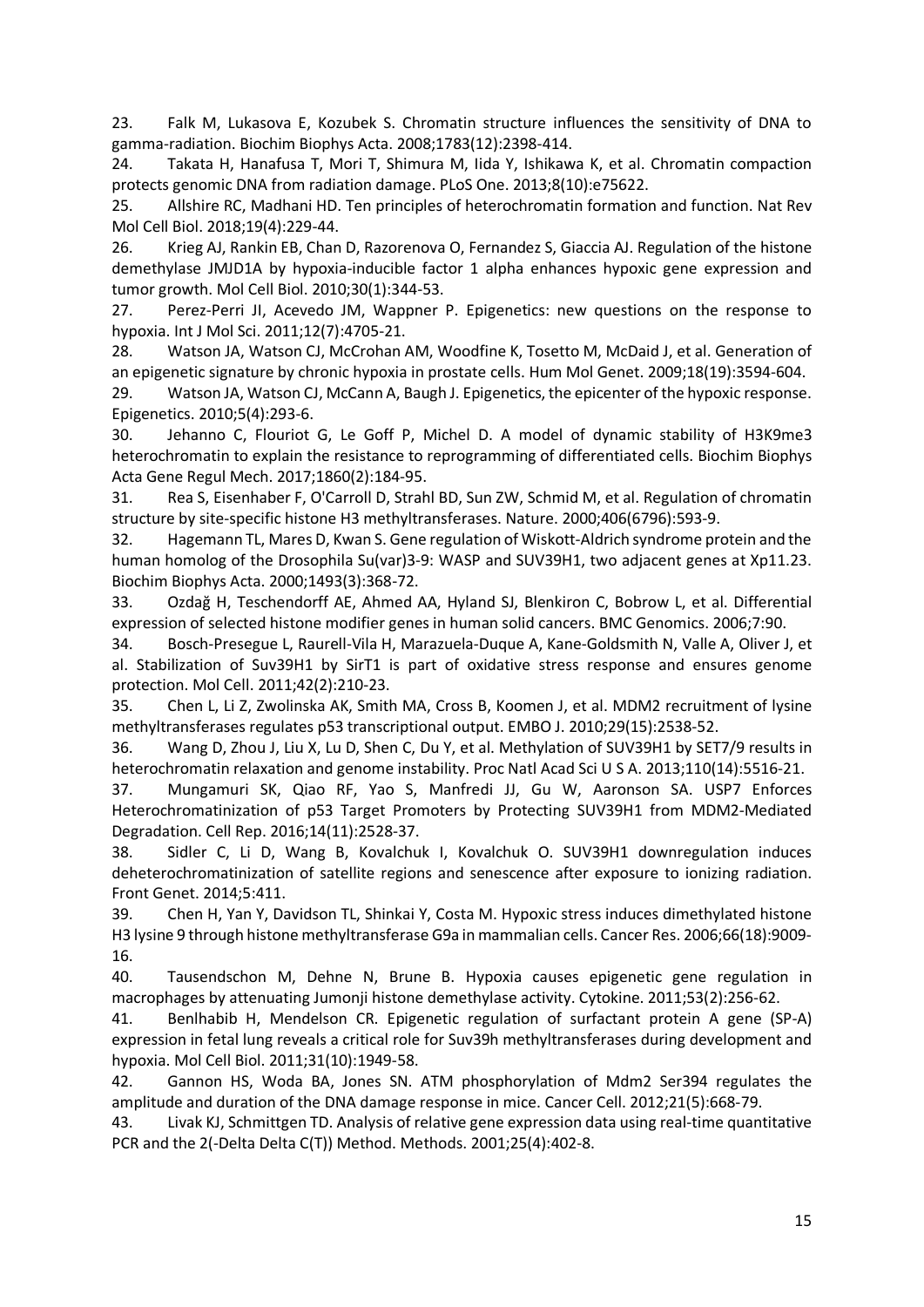23. Falk M, Lukasova E, Kozubek S. Chromatin structure influences the sensitivity of DNA to gamma-radiation. Biochim Biophys Acta. 2008;1783(12):2398-414.

24. Takata H, Hanafusa T, Mori T, Shimura M, Iida Y, Ishikawa K, et al. Chromatin compaction protects genomic DNA from radiation damage. PLoS One. 2013;8(10):e75622.

25. Allshire RC, Madhani HD. Ten principles of heterochromatin formation and function. Nat Rev Mol Cell Biol. 2018;19(4):229-44.

26. Krieg AJ, Rankin EB, Chan D, Razorenova O, Fernandez S, Giaccia AJ. Regulation of the histone demethylase JMJD1A by hypoxia-inducible factor 1 alpha enhances hypoxic gene expression and tumor growth. Mol Cell Biol. 2010;30(1):344-53.

27. Perez-Perri JI, Acevedo JM, Wappner P. Epigenetics: new questions on the response to hypoxia. Int J Mol Sci. 2011;12(7):4705-21.

28. Watson JA, Watson CJ, McCrohan AM, Woodfine K, Tosetto M, McDaid J, et al. Generation of an epigenetic signature by chronic hypoxia in prostate cells. Hum Mol Genet. 2009;18(19):3594-604.

29. Watson JA, Watson CJ, McCann A, Baugh J. Epigenetics, the epicenter of the hypoxic response. Epigenetics. 2010;5(4):293-6.

30. Jehanno C, Flouriot G, Le Goff P, Michel D. A model of dynamic stability of H3K9me3 heterochromatin to explain the resistance to reprogramming of differentiated cells. Biochim Biophys Acta Gene Regul Mech. 2017;1860(2):184-95.

31. Rea S, Eisenhaber F, O'Carroll D, Strahl BD, Sun ZW, Schmid M, et al. Regulation of chromatin structure by site-specific histone H3 methyltransferases. Nature. 2000;406(6796):593-9.

32. Hagemann TL, Mares D, Kwan S. Gene regulation of Wiskott-Aldrich syndrome protein and the human homolog of the Drosophila Su(var)3-9: WASP and SUV39H1, two adjacent genes at Xp11.23. Biochim Biophys Acta. 2000;1493(3):368-72.

33. Ozdağ H, Teschendorff AE, Ahmed AA, Hyland SJ, Blenkiron C, Bobrow L, et al. Differential expression of selected histone modifier genes in human solid cancers. BMC Genomics. 2006;7:90.

34. Bosch-Presegue L, Raurell-Vila H, Marazuela-Duque A, Kane-Goldsmith N, Valle A, Oliver J, et al. Stabilization of Suv39H1 by SirT1 is part of oxidative stress response and ensures genome protection. Mol Cell. 2011;42(2):210-23.

35. Chen L, Li Z, Zwolinska AK, Smith MA, Cross B, Koomen J, et al. MDM2 recruitment of lysine methyltransferases regulates p53 transcriptional output. EMBO J. 2010;29(15):2538-52.

36. Wang D, Zhou J, Liu X, Lu D, Shen C, Du Y, et al. Methylation of SUV39H1 by SET7/9 results in heterochromatin relaxation and genome instability. Proc Natl Acad Sci U S A. 2013;110(14):5516-21.

37. Mungamuri SK, Qiao RF, Yao S, Manfredi JJ, Gu W, Aaronson SA. USP7 Enforces Heterochromatinization of p53 Target Promoters by Protecting SUV39H1 from MDM2-Mediated Degradation. Cell Rep. 2016;14(11):2528-37.

38. Sidler C, Li D, Wang B, Kovalchuk I, Kovalchuk O. SUV39H1 downregulation induces deheterochromatinization of satellite regions and senescence after exposure to ionizing radiation. Front Genet. 2014;5:411.

39. Chen H, Yan Y, Davidson TL, Shinkai Y, Costa M. Hypoxic stress induces dimethylated histone H3 lysine 9 through histone methyltransferase G9a in mammalian cells. Cancer Res. 2006;66(18):9009-16.

40. Tausendschon M, Dehne N, Brune B. Hypoxia causes epigenetic gene regulation in macrophages by attenuating Jumonji histone demethylase activity. Cytokine. 2011;53(2):256-62.

41. Benlhabib H, Mendelson CR. Epigenetic regulation of surfactant protein A gene (SP-A) expression in fetal lung reveals a critical role for Suv39h methyltransferases during development and hypoxia. Mol Cell Biol. 2011;31(10):1949-58.

42. Gannon HS, Woda BA, Jones SN. ATM phosphorylation of Mdm2 Ser394 regulates the amplitude and duration of the DNA damage response in mice. Cancer Cell. 2012;21(5):668-79.

43. Livak KJ, Schmittgen TD. Analysis of relative gene expression data using real-time quantitative PCR and the 2(-Delta Delta C(T)) Method. Methods. 2001;25(4):402-8.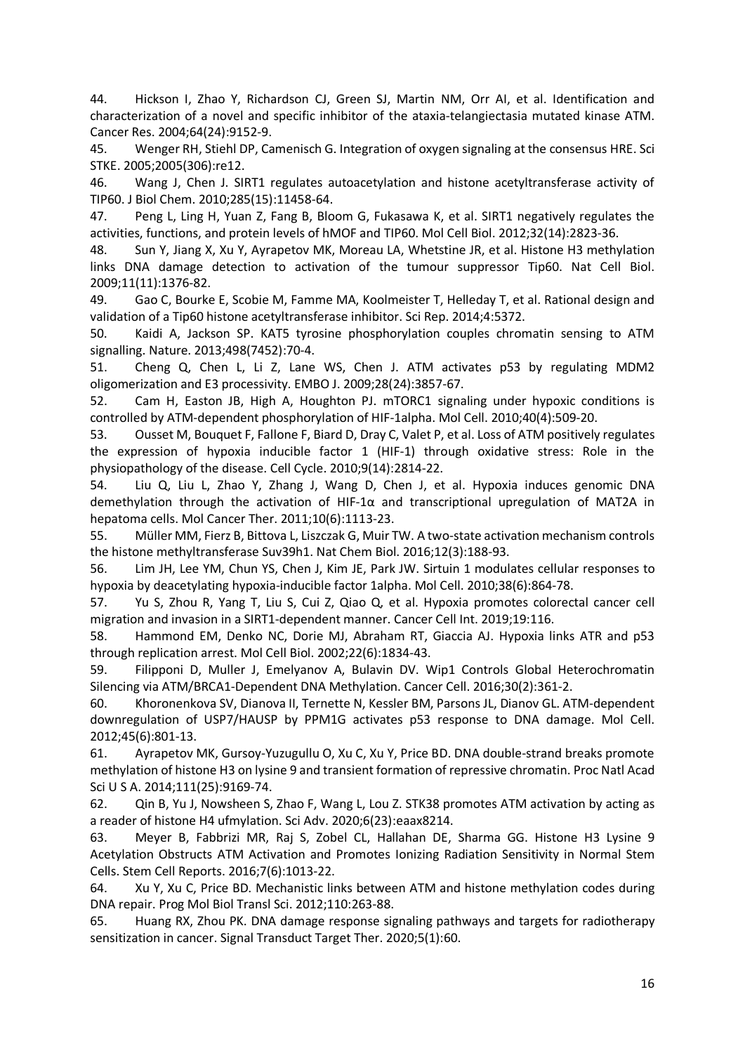44. Hickson I, Zhao Y, Richardson CJ, Green SJ, Martin NM, Orr AI, et al. Identification and characterization of a novel and specific inhibitor of the ataxia-telangiectasia mutated kinase ATM. Cancer Res. 2004;64(24):9152-9.

45. Wenger RH, Stiehl DP, Camenisch G. Integration of oxygen signaling at the consensus HRE. Sci STKE. 2005;2005(306):re12.

46. Wang J, Chen J. SIRT1 regulates autoacetylation and histone acetyltransferase activity of TIP60. J Biol Chem. 2010;285(15):11458-64.

47. Peng L, Ling H, Yuan Z, Fang B, Bloom G, Fukasawa K, et al. SIRT1 negatively regulates the activities, functions, and protein levels of hMOF and TIP60. Mol Cell Biol. 2012;32(14):2823-36.

48. Sun Y, Jiang X, Xu Y, Ayrapetov MK, Moreau LA, Whetstine JR, et al. Histone H3 methylation links DNA damage detection to activation of the tumour suppressor Tip60. Nat Cell Biol. 2009;11(11):1376-82.

49. Gao C, Bourke E, Scobie M, Famme MA, Koolmeister T, Helleday T, et al. Rational design and validation of a Tip60 histone acetyltransferase inhibitor. Sci Rep. 2014;4:5372.

50. Kaidi A, Jackson SP. KAT5 tyrosine phosphorylation couples chromatin sensing to ATM signalling. Nature. 2013;498(7452):70-4.

51. Cheng Q, Chen L, Li Z, Lane WS, Chen J. ATM activates p53 by regulating MDM2 oligomerization and E3 processivity. EMBO J. 2009;28(24):3857-67.

52. Cam H, Easton JB, High A, Houghton PJ. mTORC1 signaling under hypoxic conditions is controlled by ATM-dependent phosphorylation of HIF-1alpha. Mol Cell. 2010;40(4):509-20.

53. Ousset M, Bouquet F, Fallone F, Biard D, Dray C, Valet P, et al. Loss of ATM positively regulates the expression of hypoxia inducible factor 1 (HIF-1) through oxidative stress: Role in the physiopathology of the disease. Cell Cycle. 2010;9(14):2814-22.

54. Liu Q, Liu L, Zhao Y, Zhang J, Wang D, Chen J, et al. Hypoxia induces genomic DNA demethylation through the activation of HIF-1α and transcriptional upregulation of MAT2A in hepatoma cells. Mol Cancer Ther. 2011;10(6):1113-23.

55. Müller MM, Fierz B, Bittova L, Liszczak G, Muir TW. A two-state activation mechanism controls the histone methyltransferase Suv39h1. Nat Chem Biol. 2016;12(3):188-93.

56. Lim JH, Lee YM, Chun YS, Chen J, Kim JE, Park JW. Sirtuin 1 modulates cellular responses to hypoxia by deacetylating hypoxia-inducible factor 1alpha. Mol Cell. 2010;38(6):864-78.

57. Yu S, Zhou R, Yang T, Liu S, Cui Z, Qiao Q, et al. Hypoxia promotes colorectal cancer cell migration and invasion in a SIRT1-dependent manner. Cancer Cell Int. 2019;19:116.

58. Hammond EM, Denko NC, Dorie MJ, Abraham RT, Giaccia AJ. Hypoxia links ATR and p53 through replication arrest. Mol Cell Biol. 2002;22(6):1834-43.

59. Filipponi D, Muller J, Emelyanov A, Bulavin DV. Wip1 Controls Global Heterochromatin Silencing via ATM/BRCA1-Dependent DNA Methylation. Cancer Cell. 2016;30(2):361-2.

60. Khoronenkova SV, Dianova II, Ternette N, Kessler BM, Parsons JL, Dianov GL. ATM-dependent downregulation of USP7/HAUSP by PPM1G activates p53 response to DNA damage. Mol Cell. 2012;45(6):801-13.

61. Ayrapetov MK, Gursoy-Yuzugullu O, Xu C, Xu Y, Price BD. DNA double-strand breaks promote methylation of histone H3 on lysine 9 and transient formation of repressive chromatin. Proc Natl Acad Sci U S A. 2014;111(25):9169-74.

62. Qin B, Yu J, Nowsheen S, Zhao F, Wang L, Lou Z. STK38 promotes ATM activation by acting as a reader of histone H4 ufmylation. Sci Adv. 2020;6(23):eaax8214.

63. Meyer B, Fabbrizi MR, Raj S, Zobel CL, Hallahan DE, Sharma GG. Histone H3 Lysine 9 Acetylation Obstructs ATM Activation and Promotes Ionizing Radiation Sensitivity in Normal Stem Cells. Stem Cell Reports. 2016;7(6):1013-22.

64. Xu Y, Xu C, Price BD. Mechanistic links between ATM and histone methylation codes during DNA repair. Prog Mol Biol Transl Sci. 2012;110:263-88.

65. Huang RX, Zhou PK. DNA damage response signaling pathways and targets for radiotherapy sensitization in cancer. Signal Transduct Target Ther. 2020;5(1):60.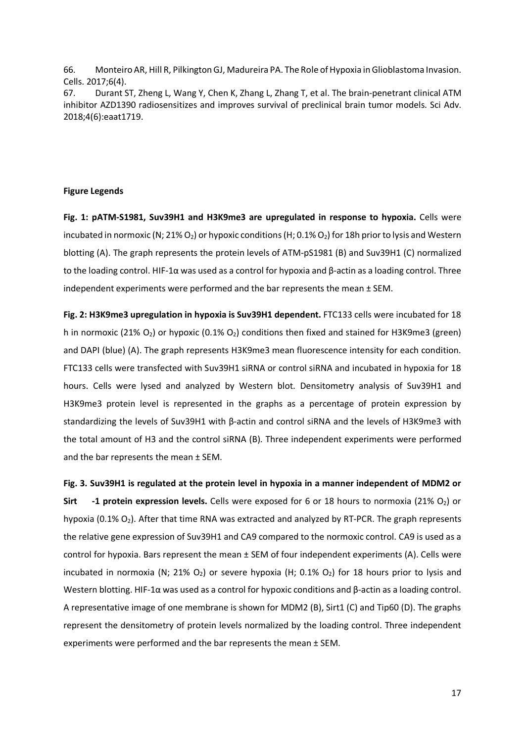66. Monteiro AR, Hill R, Pilkington GJ, Madureira PA. The Role of Hypoxia in Glioblastoma Invasion. Cells. 2017;6(4).

67. Durant ST, Zheng L, Wang Y, Chen K, Zhang L, Zhang T, et al. The brain-penetrant clinical ATM inhibitor AZD1390 radiosensitizes and improves survival of preclinical brain tumor models. Sci Adv. 2018;4(6):eaat1719.

**Figure Legends**

**Fig. 1: pATM-S1981, Suv39H1 and H3K9me3 are upregulated in response to hypoxia.** Cells were incubated in normoxic (N; 21% $O_2$) or hypoxic conditions (H; 0.1% $O_2$) for 18h prior to lysis and Western blotting (A). The graph represents the protein levels of ATM-pS1981 (B) and Suv39H1 (C) normalized to the loading control. HIF-1α was used as a control for hypoxia and β-actin as a loading control. Three independent experiments were performed and the bar represents the mean ± SEM.

**Fig. 2: H3K9me3 upregulation in hypoxia is Suv39H1 dependent.** FTC133 cells were incubated for 18 h in normoxic (21% $O_2$) or hypoxic (0.1% $O_2$) conditions then fixed and stained for H3K9me3 (green) and DAPI (blue) (A). The graph represents H3K9me3 mean fluorescence intensity for each condition. FTC133 cells were transfected with Suv39H1 siRNA or control siRNA and incubated in hypoxia for 18 hours. Cells were lysed and analyzed by Western blot. Densitometry analysis of Suv39H1 and H3K9me3 protein level is represented in the graphs as a percentage of protein expression by standardizing the levels of Suv39H1 with β-actin and control siRNA and the levels of H3K9me3 with the total amount of H3 and the control siRNA (B). Three independent experiments were performed and the bar represents the mean ± SEM.

**Fig. 3. Suv39H1 is regulated at the protein level in hypoxia in a manner independent of MDM2 or Sirt -1 protein expression levels.** Cells were exposed for 6 or 18 hours to normoxia (21% $O_2$) or hypoxia (0.1% $O_2$). After that time RNA was extracted and analyzed by RT-PCR. The graph represents the relative gene expression of Suv39H1 and CA9 compared to the normoxic control. CA9 is used as a control for hypoxia. Bars represent the mean ± SEM of four independent experiments (A). Cells were incubated in normoxia (N; 21% $O_2$) or severe hypoxia (H; 0.1% $O_2$) for 18 hours prior to lysis and Western blotting. HIF-1α was used as a control for hypoxic conditions and β-actin as a loading control. A representative image of one membrane is shown for MDM2 (B), Sirt1 (C) and Tip60 (D). The graphs represent the densitometry of protein levels normalized by the loading control. Three independent experiments were performed and the bar represents the mean ± SEM.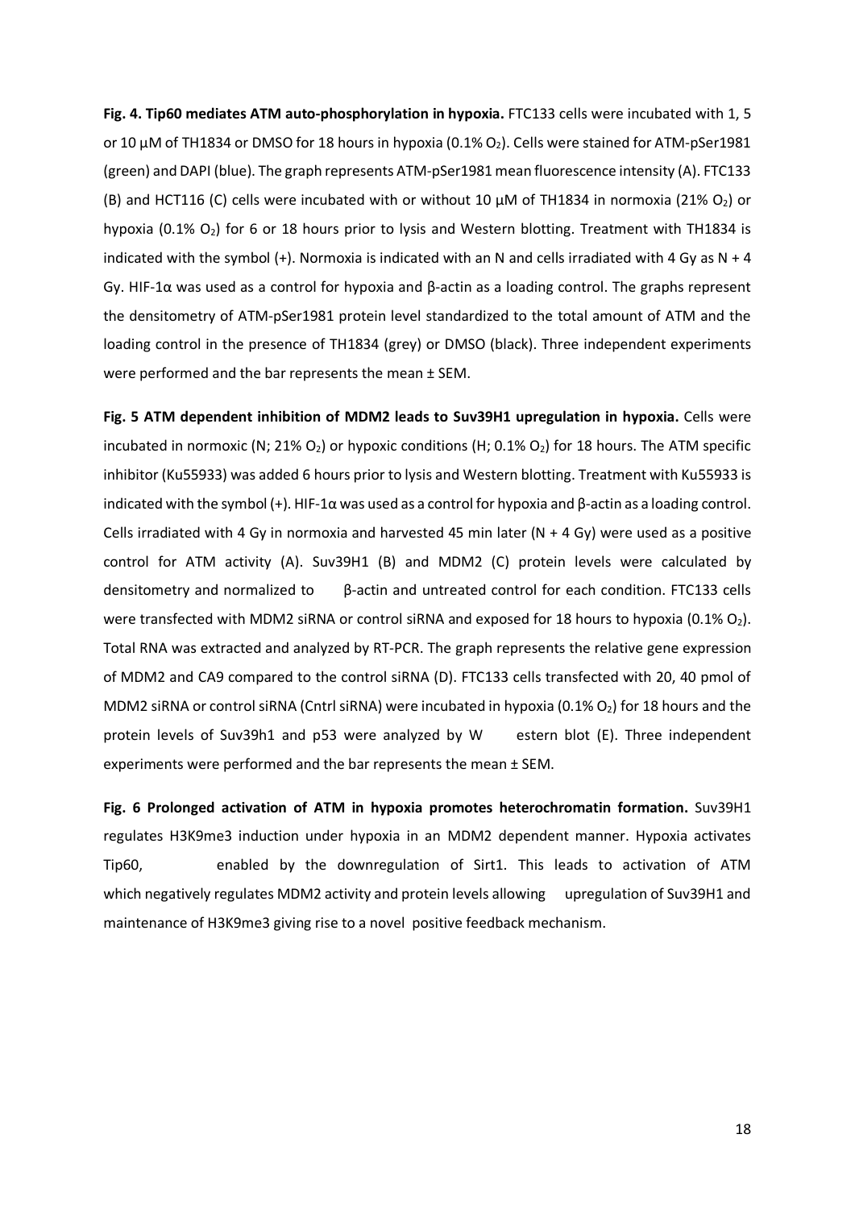**Fig. 4. Tip60 mediates ATM auto-phosphorylation in hypoxia.** FTC133 cells were incubated with 1, 5 or 10 µM of TH1834 or DMSO for 18 hours in hypoxia (0.1% $O_2$). Cells were stained for ATM-pSer1981 (green) and DAPI (blue). The graph represents ATM-pSer1981 mean fluorescence intensity (A). FTC133 (B) and HCT116 (C) cells were incubated with or without 10 µM of TH1834 in normoxia (21% $O_2$) or hypoxia (0.1% $O_2$) for 6 or 18 hours prior to lysis and Western blotting. Treatment with TH1834 is indicated with the symbol (+). Normoxia is indicated with an N and cells irradiated with 4 Gy as N + 4 Gy. HIF-1α was used as a control for hypoxia and β-actin as a loading control. The graphs represent the densitometry of ATM-pSer1981 protein level standardized to the total amount of ATM and the loading control in the presence of TH1834 (grey) or DMSO (black). Three independent experiments were performed and the bar represents the mean ± SEM.

**Fig. 5 ATM dependent inhibition of MDM2 leads to Suv39H1 upregulation in hypoxia.** Cells were incubated in normoxic (N; 21% $O_2$) or hypoxic conditions (H; 0.1% $O_2$) for 18 hours. The ATM specific inhibitor (Ku55933) was added 6 hours prior to lysis and Western blotting. Treatment with Ku55933 is indicated with the symbol (+). HIF-1α was used as a control for hypoxia and β-actin as a loading control. Cells irradiated with 4 Gy in normoxia and harvested 45 min later (N + 4 Gy) were used as a positive control for ATM activity (A). Suv39H1 (B) and MDM2 (C) protein levels were calculated by densitometry and normalized to β-actin and untreated control for each condition. FTC133 cells were transfected with MDM2 siRNA or control siRNA and exposed for 18 hours to hypoxia (0.1% $O_2$). Total RNA was extracted and analyzed by RT-PCR. The graph represents the relative gene expression of MDM2 and CA9 compared to the control siRNA (D). FTC133 cells transfected with 20, 40 pmol of MDM2 siRNA or control siRNA (Cntrl siRNA) were incubated in hypoxia (0.1% $O_2$) for 18 hours and the protein levels of Suv39h1 and p53 were analyzed by Western blot (E). Three independent experiments were performed and the bar represents the mean ± SEM.

**Fig. 6 Prolonged activation of ATM in hypoxia promotes heterochromatin formation.** Suv39H1 regulates H3K9me3 induction under hypoxia in an MDM2 dependent manner. Hypoxia activates Tip60, enabled by the downregulation of Sirt1. This leads to activation of ATM which negatively regulates MDM2 activity and protein levels allowing upregulation of Suv39H1 and maintenance of H3K9me3 giving rise to a novel positive feedback mechanism.